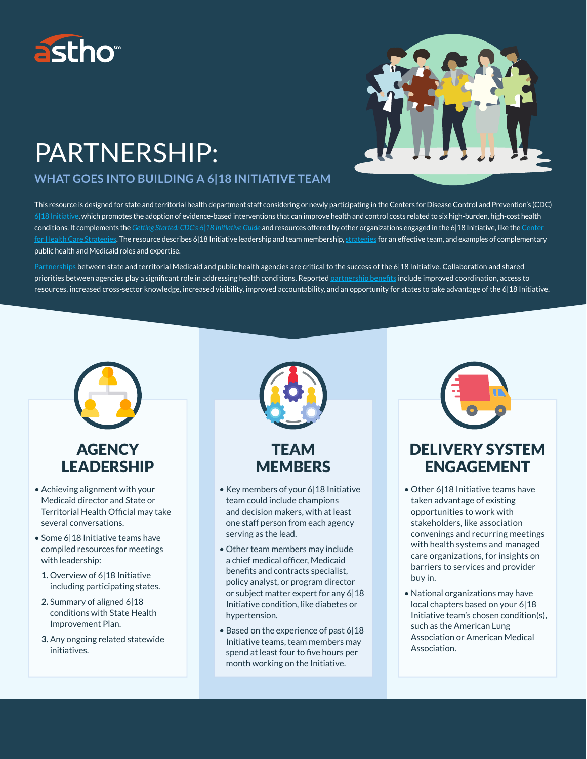# PARTNERSHIP:

## WHAT GOES INTO BUILDING A 6|18 INITIATIVE TEAM

This resource is designed for state and territorial health department staff considering or newly participating in the Centers for Disease Control and Prevention's (CDC) 6|18 Initiative, which promotes the adoption of evidence-based interventions that can improve health and control costs related to six high-burden, high-cost health conditions. It complements the *Getting Started: CDC's 6|18 Initiative Guide* and resources offered by other organizations engaged in the 6|18 Initiative, like the Center for Health Care Strategies. The resource describes 6|18 Initiative leadership and team membership, strategies for an effective team, and examples of complementary public health and Medicaid roles and expertise.

Partnerships between state and territorial Medicaid and public health agencies are critical to the success of the 6|18 Initiative. Collaboration and shared priorities between agencies play a significant role in addressing health conditions. Reported partnership benefits include improved coordination, access to resources, increased cross-sector knowledge, increased visibility, improved accountability, and an opportunity for states to take advantage of the 6|18 Initiative.

### AGENCY LEADERSHIP

- Achieving alignment with your Medicaid director and State or Territorial Health Official may take several conversations.
- Some 6|18 Initiative teams have compiled resources for meetings with leadership:
  1. Overview of 6|18 Initiative including participating states.
  2. Summary of aligned 6|18 conditions with State Health Improvement Plan.
  3. Any ongoing related statewide initiatives.

### TEAM MEMBERS

- Key members of your 6|18 Initiative team could include champions and decision makers, with at least one staff person from each agency serving as the lead.
- Other team members may include a chief medical officer, Medicaid benefits and contracts specialist, policy analyst, or program director or subject matter expert for any 6|18 Initiative condition, like diabetes or hypertension.
- Based on the experience of past 6|18 Initiative teams, team members may spend at least four to five hours per month working on the Initiative.

### DELIVERY SYSTEM ENGAGEMENT

- Other 6|18 Initiative teams have taken advantage of existing opportunities to work with stakeholders, like association convenings and recurring meetings with health systems and managed care organizations, for insights on barriers to services and provider buy in.
- National organizations may have local chapters based on your 6|18 Initiative team's chosen condition(s), such as the American Lung Association or American Medical Association.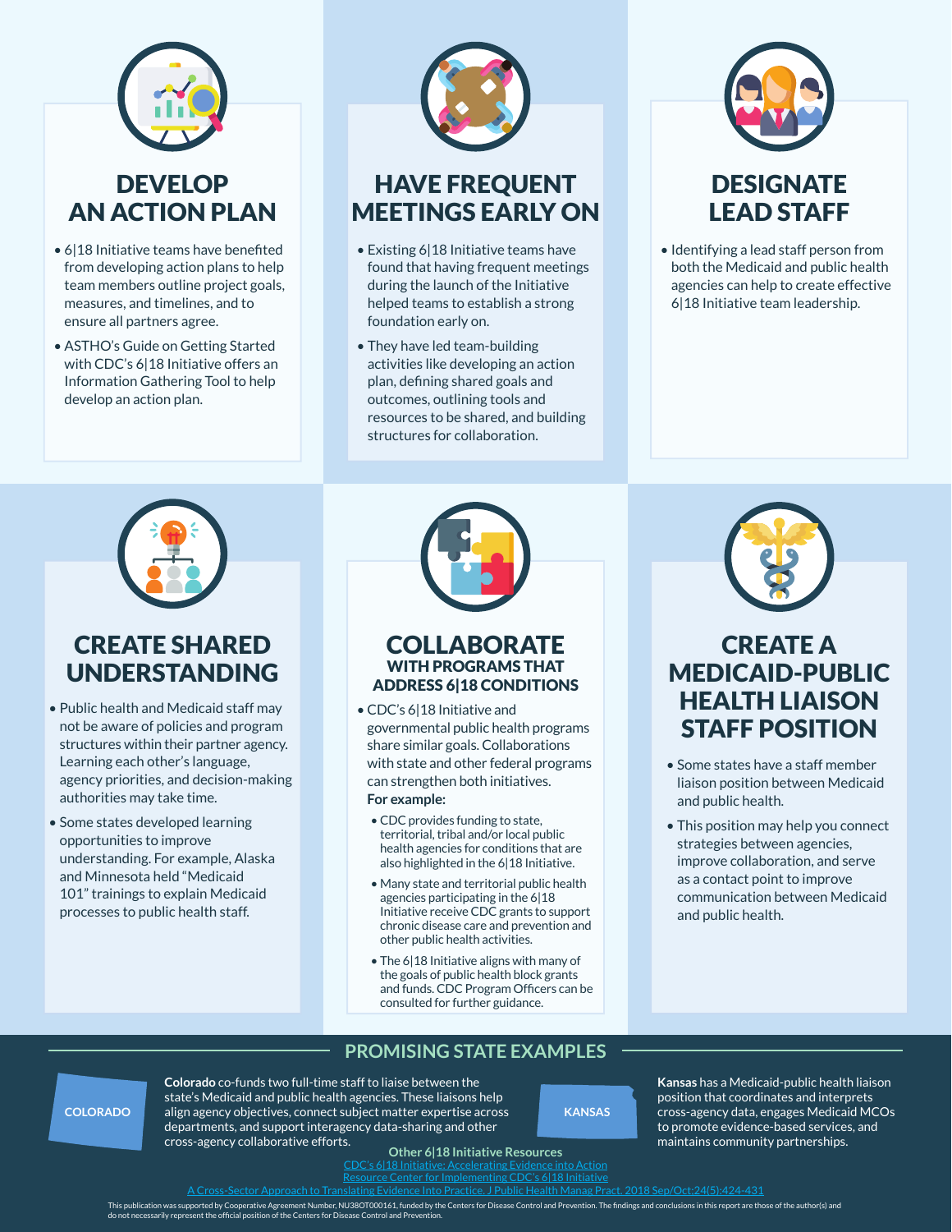## DEVELOP AN ACTION PLAN

- 6|18 Initiative teams have benefited from developing action plans to help team members outline project goals, measures, and timelines, and to ensure all partners agree.
- ASTHO's Guide on Getting Started with CDC's 6|18 Initiative offers an Information Gathering Tool to help develop an action plan.

## HAVE FREQUENT MEETINGS EARLY ON

- Existing 6|18 Initiative teams have found that having frequent meetings during the launch of the Initiative helped teams to establish a strong foundation early on.
- They have led team-building activities like developing an action plan, defining shared goals and outcomes, outlining tools and resources to be shared, and building structures for collaboration.

## DESIGNATE LEAD STAFF

- Identifying a lead staff person from both the Medicaid and public health agencies can help to create effective 6|18 Initiative team leadership.

## CREATE SHARED UNDERSTANDING

- Public health and Medicaid staff may not be aware of policies and program structures within their partner agency. Learning each other's language, agency priorities, and decision-making authorities may take time.
- Some states developed learning opportunities to improve understanding. For example, Alaska and Minnesota held "Medicaid 101" trainings to explain Medicaid processes to public health staff.

## COLLABORATE
### WITH PROGRAMS THAT ADDRESS 6|18 CONDITIONS

- CDC's 6|18 Initiative and governmental public health programs share similar goals. Collaborations with state and other federal programs can strengthen both initiatives.

**For example:**

- CDC provides funding to state, territorial, tribal and/or local public health agencies for conditions that are also highlighted in the 6|18 Initiative.
- Many state and territorial public health agencies participating in the 6|18 Initiative receive CDC grants to support chronic disease care and prevention and other public health activities.
- The 6|18 Initiative aligns with many of the goals of public health block grants and funds. CDC Program Officers can be consulted for further guidance.

## CREATE A MEDICAID-PUBLIC HEALTH LIAISON STAFF POSITION

- Some states have a staff member liaison position between Medicaid and public health.
- This position may help you connect strategies between agencies, improve collaboration, and serve as a contact point to improve communication between Medicaid and public health.

## PROMISING STATE EXAMPLES

COLORADO

**Colorado** co-funds two full-time staff to liaise between the state's Medicaid and public health agencies. These liaisons help align agency objectives, connect subject matter expertise across departments, and support interagency data-sharing and other cross-agency collaborative efforts.

KANSAS

**Kansas** has a Medicaid-public health liaison position that coordinates and interprets cross-agency data, engages Medicaid MCOs to promote evidence-based services, and maintains community partnerships.

**Other 6|18 Initiative Resources**

CDC's 6|18 Initiative: Accelerating Evidence into Action

Resource Center for Implementing CDC's 6|18 Initiative

A Cross-Sector Approach to Translating Evidence Into Practice. J Public Health Manag Pract. 2018 Sep/Oct;24(5):424-431

This publication was supported by Cooperative Agreement Number, NU38OT000161, funded by the Centers for Disease Control and Prevention. The findings and conclusions in this report are those of the author(s) and do not necessarily represent the official position of the Centers for Disease Control and Prevention.